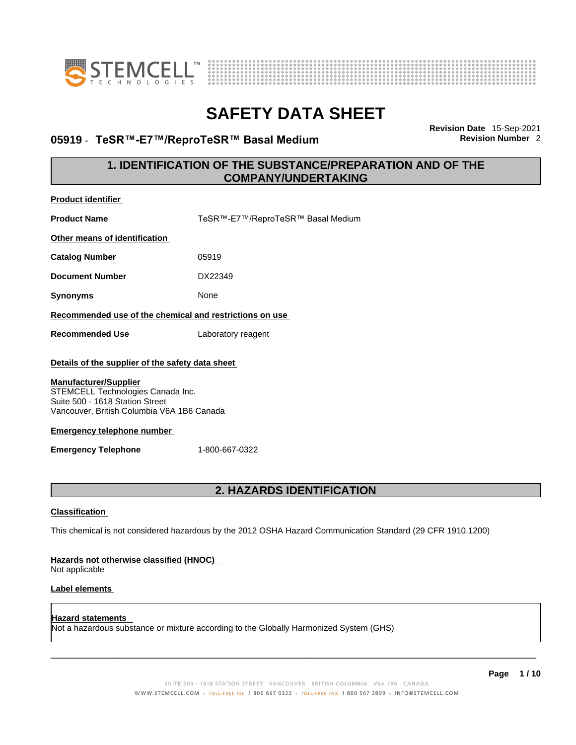# SAFETY DATA SHEET

**05919 - TeSR™-E7™/ReproTeSR™ Basal Medium**

**Revision Date** 15-Sep-2021
**Revision Number** 2

## 1. IDENTIFICATION OF THE SUBSTANCE/PREPARATION AND OF THE COMPANY/UNDERTAKING

**Product identifier**

**Product Name** TeSR™-E7™/ReproTeSR™ Basal Medium

**Other means of identification**

**Catalog Number** 05919

**Document Number** DX22349

**Synonyms** None

**Recommended use of the chemical and restrictions on use**

**Recommended Use** Laboratory reagent

**Details of the supplier of the safety data sheet**

**Manufacturer/Supplier**
STEMCELL Technologies Canada Inc.
Suite 500 - 1618 Station Street
Vancouver, British Columbia V6A 1B6 Canada

**Emergency telephone number**

**Emergency Telephone** 1-800-667-0322

## 2. HAZARDS IDENTIFICATION

**Classification**

This chemical is not considered hazardous by the 2012 OSHA Hazard Communication Standard (29 CFR 1910.1200)

**Hazards not otherwise classified (HNOC)**
Not applicable

**Label elements**

**Hazard statements**
Not a hazardous substance or mixture according to the Globally Harmonized System (GHS)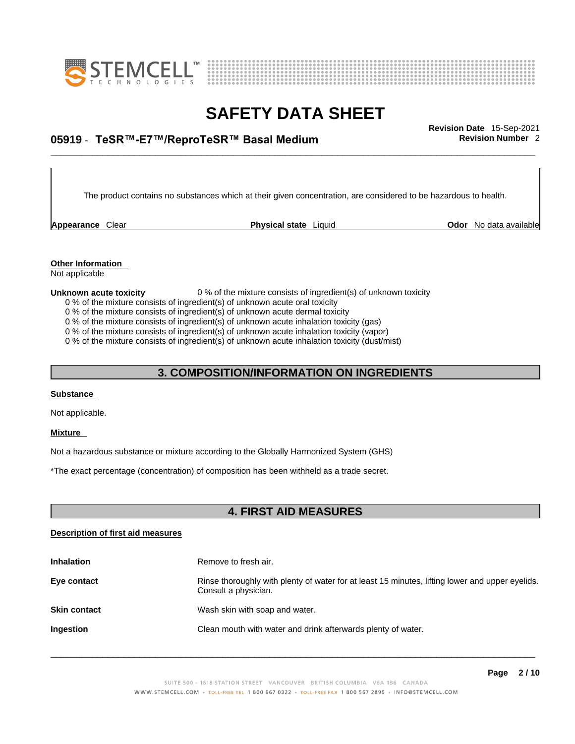The product contains no substances which at their given concentration, are considered to be hazardous to health.

**Appearance** Clear **Physical state** Liquid **Odor** No data available

**Other Information**
Not applicable

**Unknown acute toxicity** 0 % of the mixture consists of ingredient(s) of unknown toxicity

0 % of the mixture consists of ingredient(s) of unknown acute oral toxicity
0 % of the mixture consists of ingredient(s) of unknown acute dermal toxicity
0 % of the mixture consists of ingredient(s) of unknown acute inhalation toxicity (gas)
0 % of the mixture consists of ingredient(s) of unknown acute inhalation toxicity (vapor)
0 % of the mixture consists of ingredient(s) of unknown acute inhalation toxicity (dust/mist)

## 3. COMPOSITION/INFORMATION ON INGREDIENTS

**Substance**

Not applicable.

**Mixture**

Not a hazardous substance or mixture according to the Globally Harmonized System (GHS)

*The exact percentage (concentration) of composition has been withheld as a trade secret.

## 4. FIRST AID MEASURES

**Description of first aid measures**

**Inhalation** Remove to fresh air.

**Eye contact** Rinse thoroughly with plenty of water for at least 15 minutes, lifting lower and upper eyelids. Consult a physician.

**Skin contact** Wash skin with soap and water.

**Ingestion** Clean mouth with water and drink afterwards plenty of water.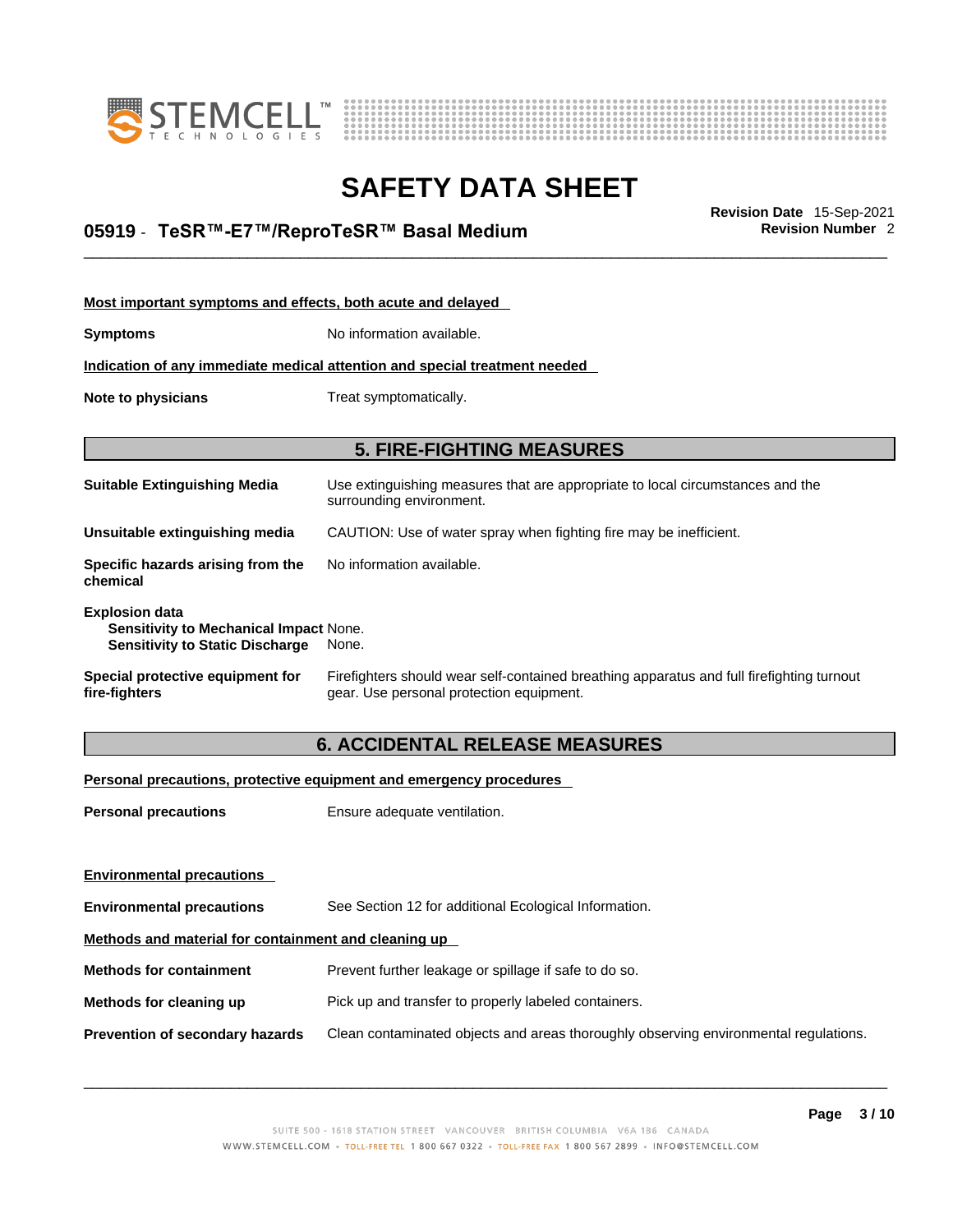#### Most important symptoms and effects, both acute and delayed

**Symptoms** No information available.

#### Indication of any immediate medical attention and special treatment needed

**Note to physicians** Treat symptomatically.

## 5. FIRE-FIGHTING MEASURES

**Suitable Extinguishing Media** Use extinguishing measures that are appropriate to local circumstances and the surrounding environment.

**Unsuitable extinguishing media** CAUTION: Use of water spray when fighting fire may be inefficient.

**Specific hazards arising from the chemical** No information available.

**Explosion data**
**Sensitivity to Mechanical Impact** None.
**Sensitivity to Static Discharge** None.

**Special protective equipment for fire-fighters** Firefighters should wear self-contained breathing apparatus and full firefighting turnout gear. Use personal protection equipment.

## 6. ACCIDENTAL RELEASE MEASURES

#### Personal precautions, protective equipment and emergency procedures

**Personal precautions** Ensure adequate ventilation.

#### Environmental precautions

**Environmental precautions** See Section 12 for additional Ecological Information.

#### Methods and material for containment and cleaning up

**Methods for containment** Prevent further leakage or spillage if safe to do so.

**Methods for cleaning up** Pick up and transfer to properly labeled containers.

**Prevention of secondary hazards** Clean contaminated objects and areas thoroughly observing environmental regulations.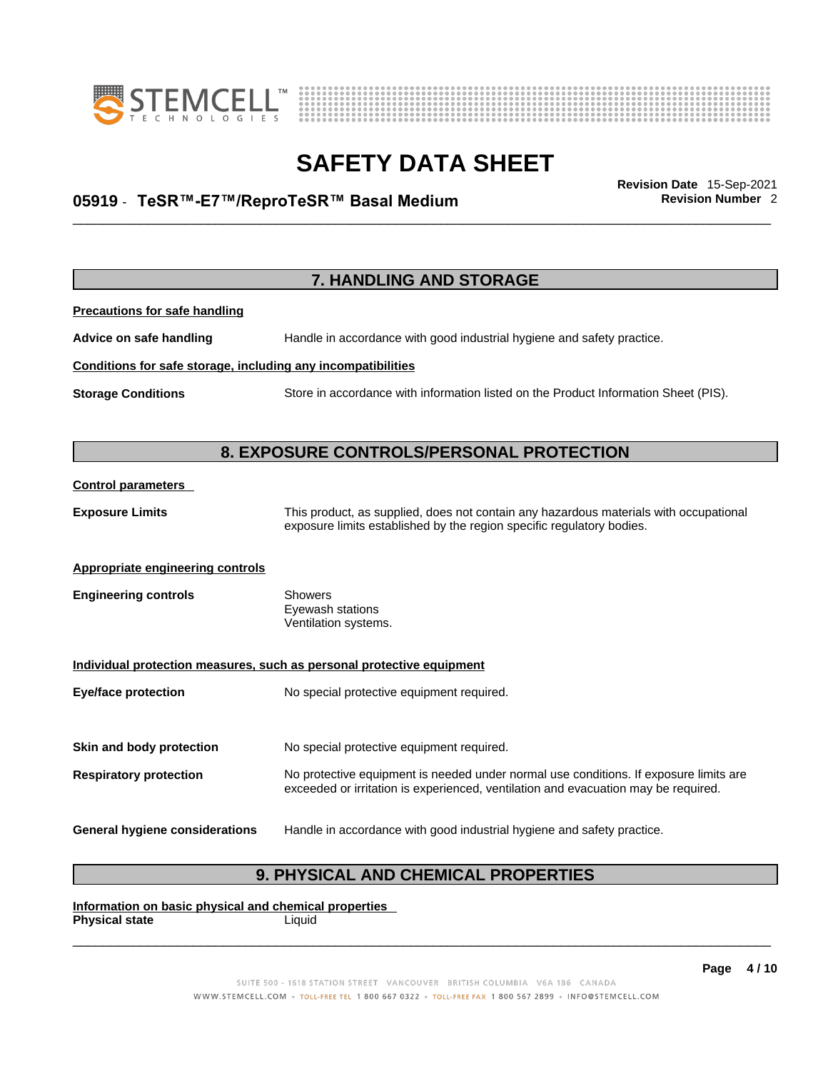## 7. HANDLING AND STORAGE

**Precautions for safe handling**

**Advice on safe handling** Handle in accordance with good industrial hygiene and safety practice.

**Conditions for safe storage, including any incompatibilities**

**Storage Conditions** Store in accordance with information listed on the Product Information Sheet (PIS).

## 8. EXPOSURE CONTROLS/PERSONAL PROTECTION

**Control parameters**

**Exposure Limits** This product, as supplied, does not contain any hazardous materials with occupational exposure limits established by the region specific regulatory bodies.

**Appropriate engineering controls**

**Engineering controls**
- Showers
- Eyewash stations
- Ventilation systems.

**Individual protection measures, such as personal protective equipment**

**Eye/face protection** No special protective equipment required.

**Skin and body protection** No special protective equipment required.

**Respiratory protection** No protective equipment is needed under normal use conditions. If exposure limits are exceeded or irritation is experienced, ventilation and evacuation may be required.

**General hygiene considerations** Handle in accordance with good industrial hygiene and safety practice.

## 9. PHYSICAL AND CHEMICAL PROPERTIES

**Information on basic physical and chemical properties**

**Physical state** Liquid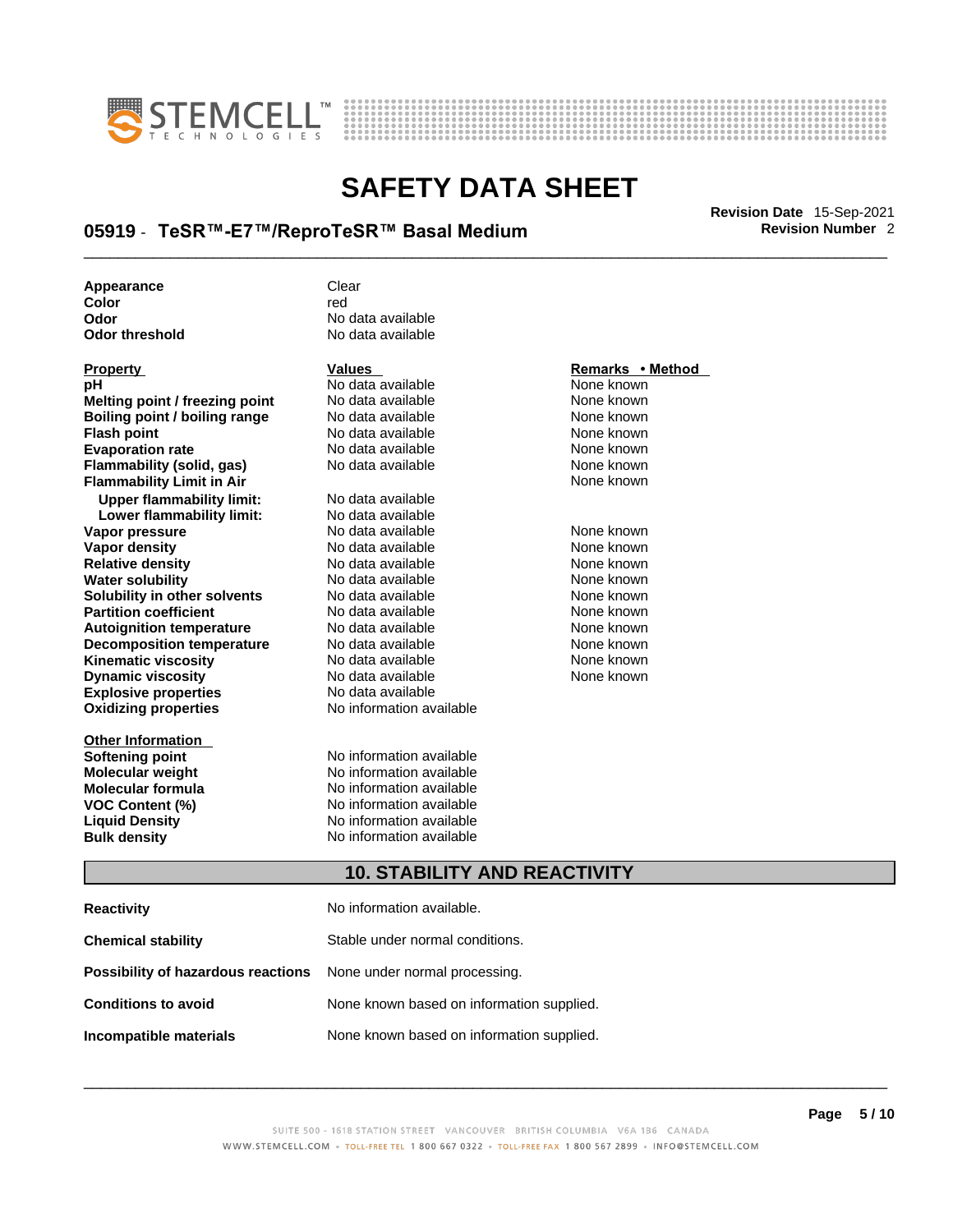| | |
|---|---|
| **Appearance** | Clear |
| **Color** | red |
| **Odor** | No data available |
| **Odor threshold** | No data available |

| Property | Values | Remarks • Method |
|---|---|---|
| **pH** | No data available | None known |
| **Melting point / freezing point** | No data available | None known |
| **Boiling point / boiling range** | No data available | None known |
| **Flash point** | No data available | None known |
| **Evaporation rate** | No data available | None known |
| **Flammability (solid, gas)** | No data available | None known |
| **Flammability Limit in Air** | | None known |
| **Upper flammability limit:** | No data available | |
| **Lower flammability limit:** | No data available | |
| **Vapor pressure** | No data available | None known |
| **Vapor density** | No data available | None known |
| **Relative density** | No data available | None known |
| **Water solubility** | No data available | None known |
| **Solubility in other solvents** | No data available | None known |
| **Partition coefficient** | No data available | None known |
| **Autoignition temperature** | No data available | None known |
| **Decomposition temperature** | No data available | None known |
| **Kinematic viscosity** | No data available | None known |
| **Dynamic viscosity** | No data available | None known |
| **Explosive properties** | No data available | |
| **Oxidizing properties** | No information available | |

| Other Information | |
|---|---|
| **Softening point** | No information available |
| **Molecular weight** | No information available |
| **Molecular formula** | No information available |
| **VOC Content (%)** | No information available |
| **Liquid Density** | No information available |
| **Bulk density** | No information available |

## 10. STABILITY AND REACTIVITY

| | |
|---|---|
| **Reactivity** | No information available. |
| **Chemical stability** | Stable under normal conditions. |
| **Possibility of hazardous reactions** | None under normal processing. |
| **Conditions to avoid** | None known based on information supplied. |
| **Incompatible materials** | None known based on information supplied. |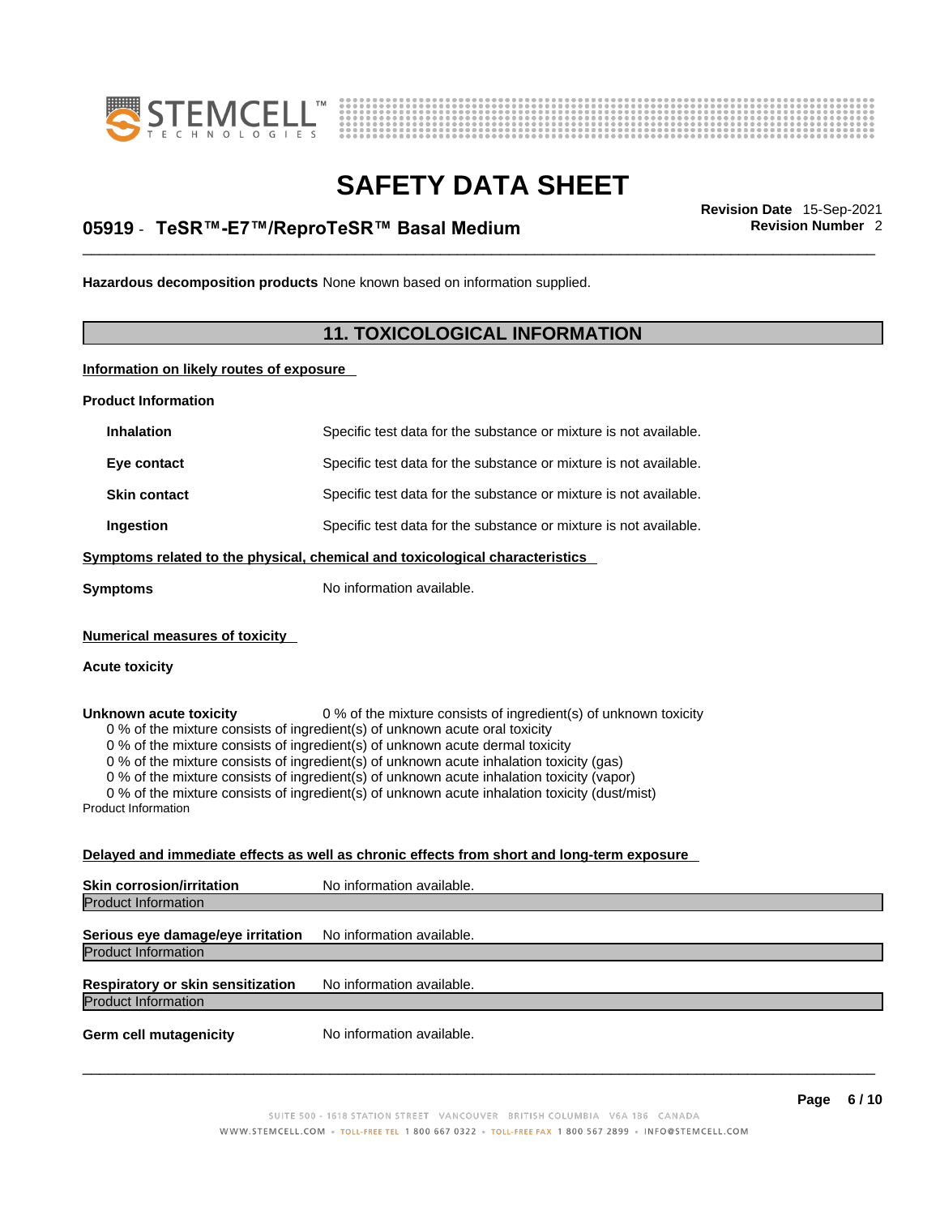**Hazardous decomposition products** None known based on information supplied.

## 11. TOXICOLOGICAL INFORMATION

**Information on likely routes of exposure**

**Product Information**

| | |
|---|---|
| **Inhalation** | Specific test data for the substance or mixture is not available. |
| **Eye contact** | Specific test data for the substance or mixture is not available. |
| **Skin contact** | Specific test data for the substance or mixture is not available. |
| **Ingestion** | Specific test data for the substance or mixture is not available. |

**Symptoms related to the physical, chemical and toxicological characteristics**

**Symptoms** No information available.

**Numerical measures of toxicity**

**Acute toxicity**

**Unknown acute toxicity** 0 % of the mixture consists of ingredient(s) of unknown toxicity

0 % of the mixture consists of ingredient(s) of unknown acute oral toxicity
0 % of the mixture consists of ingredient(s) of unknown acute dermal toxicity
0 % of the mixture consists of ingredient(s) of unknown acute inhalation toxicity (gas)
0 % of the mixture consists of ingredient(s) of unknown acute inhalation toxicity (vapor)
0 % of the mixture consists of ingredient(s) of unknown acute inhalation toxicity (dust/mist)

Product Information

**Delayed and immediate effects as well as chronic effects from short and long-term exposure**

**Skin corrosion/irritation** No information available.

Product Information

**Serious eye damage/eye irritation** No information available.

Product Information

**Respiratory or skin sensitization** No information available.

Product Information

**Germ cell mutagenicity** No information available.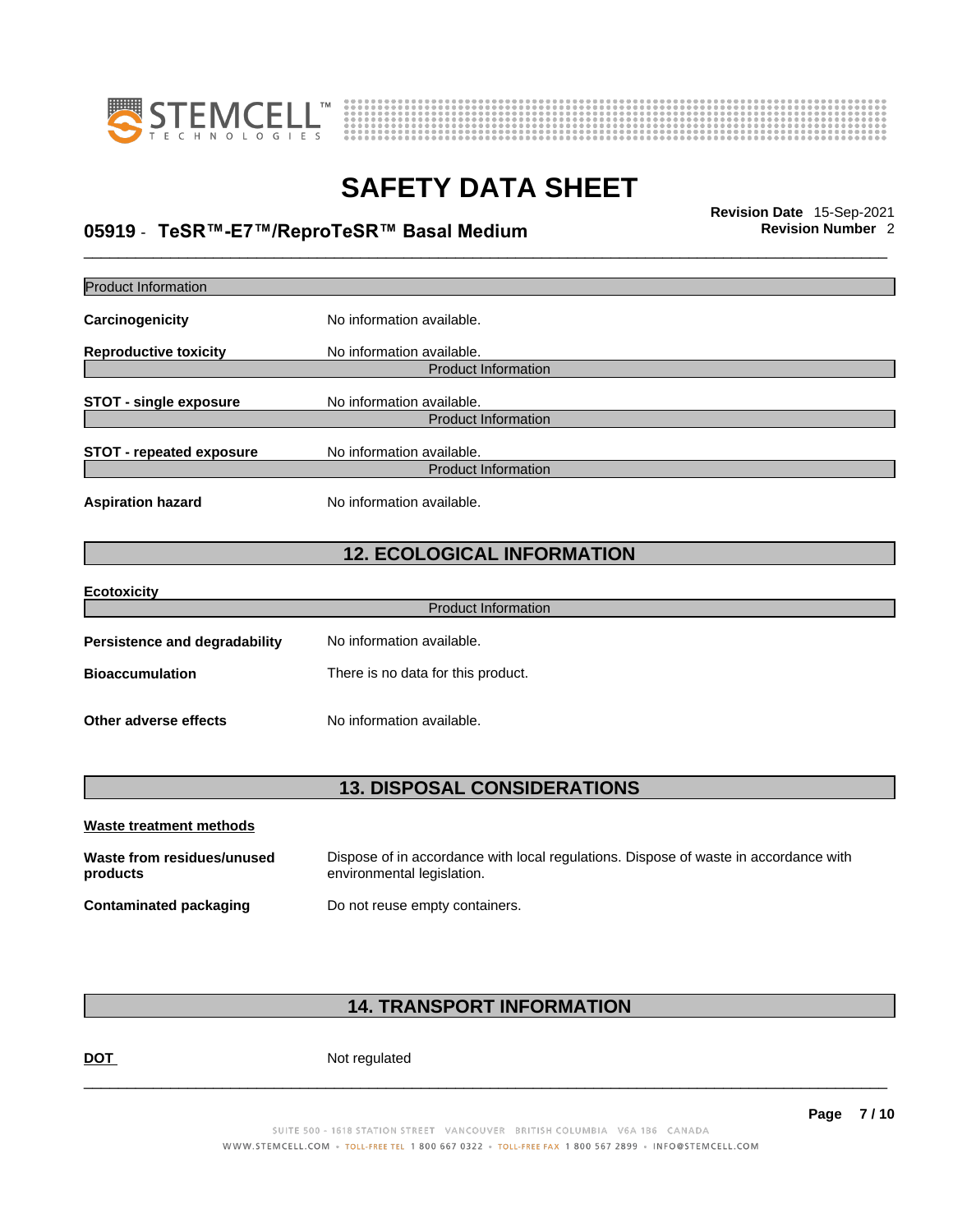Product Information

**Carcinogenicity** No information available.

**Reproductive toxicity** No information available.

Product Information

**STOT - single exposure** No information available.

Product Information

**STOT - repeated exposure** No information available.

Product Information

**Aspiration hazard** No information available.

## 12. ECOLOGICAL INFORMATION

**Ecotoxicity**

Product Information

**Persistence and degradability** No information available.

**Bioaccumulation** There is no data for this product.

**Other adverse effects** No information available.

## 13. DISPOSAL CONSIDERATIONS

**Waste treatment methods**

**Waste from residues/unused products** Dispose of in accordance with local regulations. Dispose of waste in accordance with environmental legislation.

**Contaminated packaging** Do not reuse empty containers.

## 14. TRANSPORT INFORMATION

**DOT** Not regulated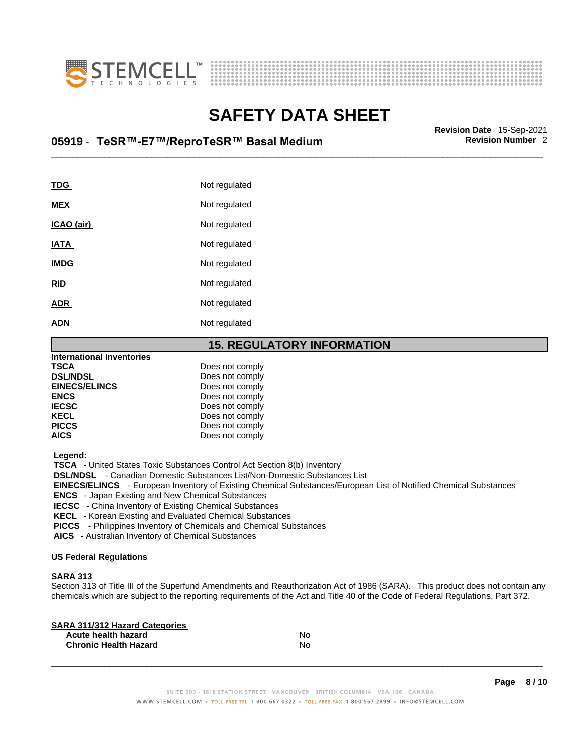| | |
|---|---|
| **TDG** | Not regulated |
| **MEX** | Not regulated |
| **ICAO (air)** | Not regulated |
| **IATA** | Not regulated |
| **IMDG** | Not regulated |
| **RID** | Not regulated |
| **ADR** | Not regulated |
| **ADN** | Not regulated |

## 15. REGULATORY INFORMATION

**International Inventories**

| | |
|---|---|
| **TSCA** | Does not comply |
| **DSL/NDSL** | Does not comply |
| **EINECS/ELINCS** | Does not comply |
| **ENCS** | Does not comply |
| **IECSC** | Does not comply |
| **KECL** | Does not comply |
| **PICCS** | Does not comply |
| **AICS** | Does not comply |

**Legend:**

**TSCA** - United States Toxic Substances Control Act Section 8(b) Inventory
**DSL/NDSL** - Canadian Domestic Substances List/Non-Domestic Substances List
**EINECS/ELINCS** - European Inventory of Existing Chemical Substances/European List of Notified Chemical Substances
**ENCS** - Japan Existing and New Chemical Substances
**IECSC** - China Inventory of Existing Chemical Substances
**KECL** - Korean Existing and Evaluated Chemical Substances
**PICCS** - Philippines Inventory of Chemicals and Chemical Substances
**AICS** - Australian Inventory of Chemical Substances

**US Federal Regulations**

**SARA 313**
Section 313 of Title III of the Superfund Amendments and Reauthorization Act of 1986 (SARA). This product does not contain any chemicals which are subject to the reporting requirements of the Act and Title 40 of the Code of Federal Regulations, Part 372.

**SARA 311/312 Hazard Categories**

| | |
|---|---|
| **Acute health hazard** | No |
| **Chronic Health Hazard** | No |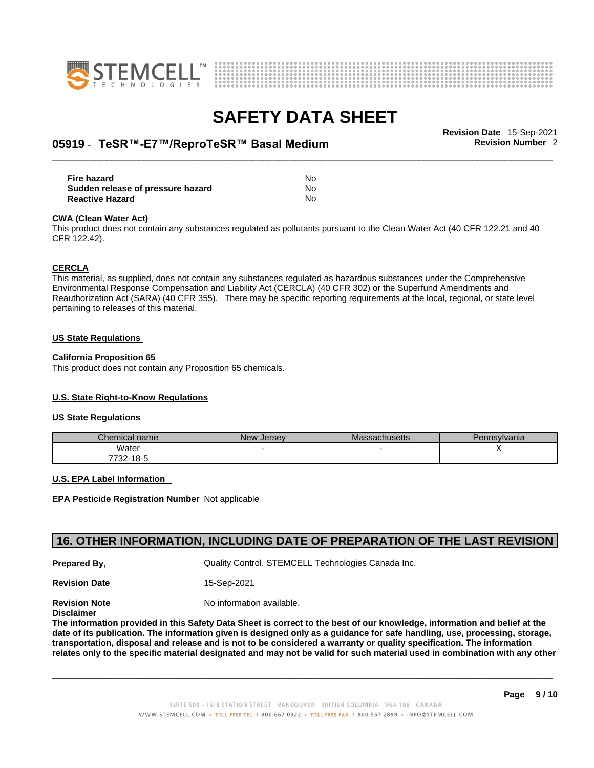| | |
|---|---|
| **Fire hazard** | No |
| **Sudden release of pressure hazard** | No |
| **Reactive Hazard** | No |

**CWA (Clean Water Act)**

This product does not contain any substances regulated as pollutants pursuant to the Clean Water Act (40 CFR 122.21 and 40 CFR 122.42).

**CERCLA**

This material, as supplied, does not contain any substances regulated as hazardous substances under the Comprehensive Environmental Response Compensation and Liability Act (CERCLA) (40 CFR 302) or the Superfund Amendments and Reauthorization Act (SARA) (40 CFR 355). There may be specific reporting requirements at the local, regional, or state level pertaining to releases of this material.

**US State Regulations**

**California Proposition 65**

This product does not contain any Proposition 65 chemicals.

**U.S. State Right-to-Know Regulations**

**US State Regulations**

| Chemical name | New Jersey | Massachusetts | Pennsylvania |
|---|---|---|---|
| Water<br>7732-18-5 | - | - | X |

**U.S. EPA Label Information**

**EPA Pesticide Registration Number** Not applicable

## 16. OTHER INFORMATION, INCLUDING DATE OF PREPARATION OF THE LAST REVISION

**Prepared By,** Quality Control. STEMCELL Technologies Canada Inc.

**Revision Date** 15-Sep-2021

**Revision Note** No information available.

**Disclaimer**

**The information provided in this Safety Data Sheet is correct to the best of our knowledge, information and belief at the date of its publication. The information given is designed only as a guidance for safe handling, use, processing, storage, transportation, disposal and release and is not to be considered a warranty or quality specification. The information relates only to the specific material designated and may not be valid for such material used in combination with any other**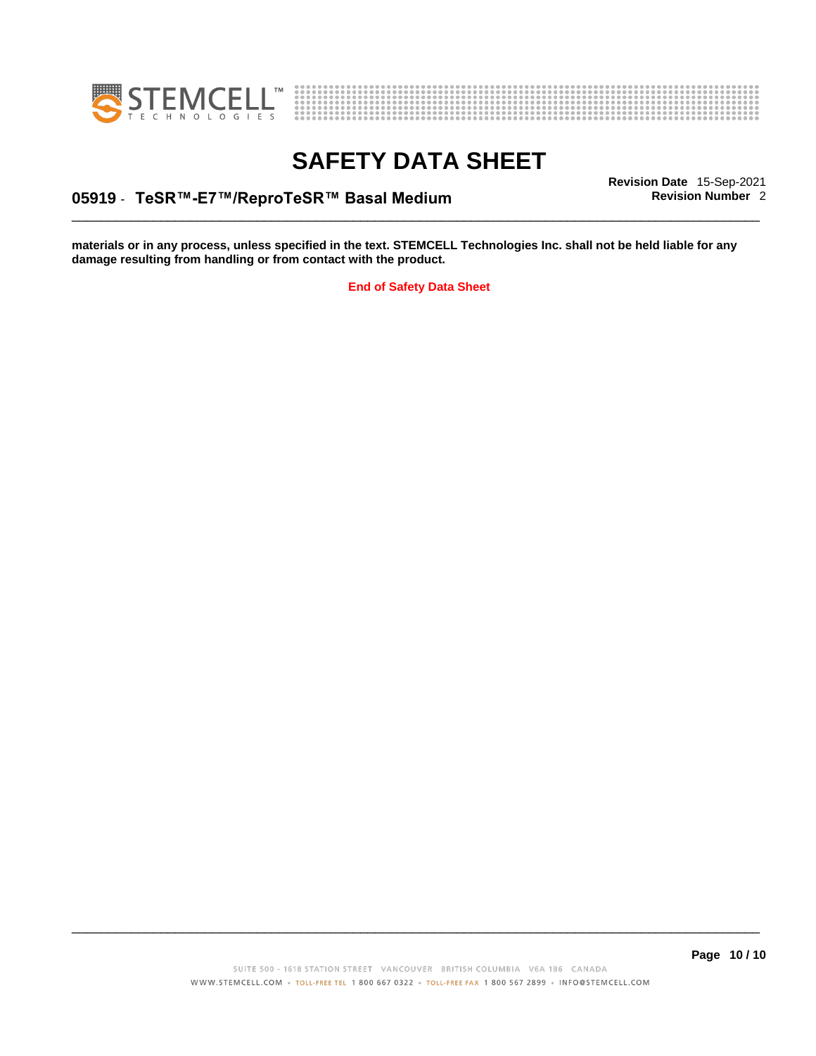**materials or in any process, unless specified in the text. STEMCELL Technologies Inc. shall not be held liable for any damage resulting from handling or from contact with the product.**

**End of Safety Data Sheet**